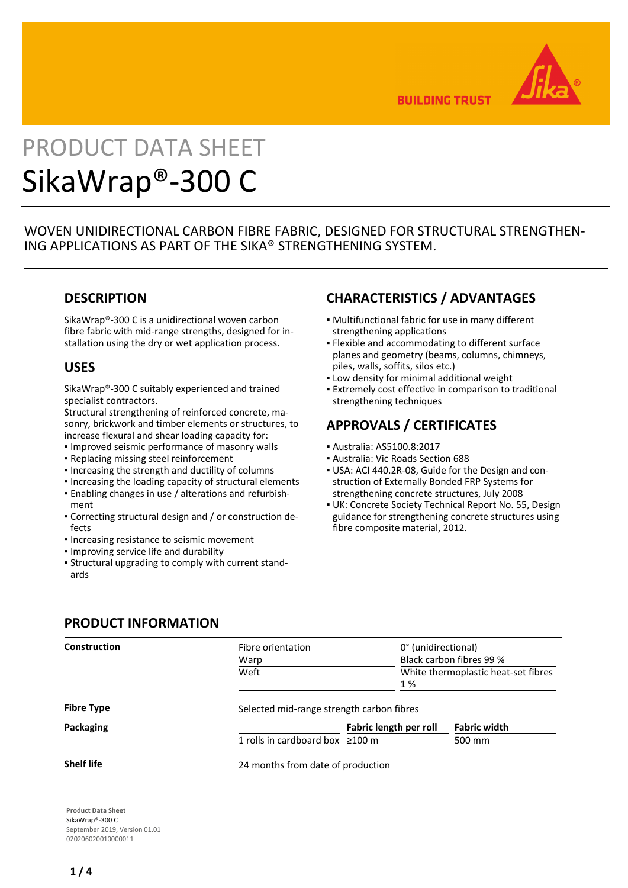BUILDING TRUST

PRODUCT DATA SHEET

# SikaWrap®-300 C

WOVEN UNIDIRECTIONAL CARBON FIBRE FABRIC, DESIGNED FOR STRUCTURAL STRENGTHENING APPLICATIONS AS PART OF THE SIKA® STRENGTHENING SYSTEM.

## DESCRIPTION

SikaWrap®-300 C is a unidirectional woven carbon fibre fabric with mid-range strengths, designed for installation using the dry or wet application process.

## USES

SikaWrap®-300 C suitably experienced and trained specialist contractors.
Structural strengthening of reinforced concrete, masonry, brickwork and timber elements or structures, to increase flexural and shear loading capacity for:

- Improved seismic performance of masonry walls
- Replacing missing steel reinforcement
- Increasing the strength and ductility of columns
- Increasing the loading capacity of structural elements
- Enabling changes in use / alterations and refurbishment
- Correcting structural design and / or construction defects
- Increasing resistance to seismic movement
- Improving service life and durability
- Structural upgrading to comply with current standards

## CHARACTERISTICS / ADVANTAGES

- Multifunctional fabric for use in many different strengthening applications
- Flexible and accommodating to different surface planes and geometry (beams, columns, chimneys, piles, walls, soffits, silos etc.)
- Low density for minimal additional weight
- Extremely cost effective in comparison to traditional strengthening techniques

## APPROVALS / CERTIFICATES

- Australia: AS5100.8:2017
- Australia: Vic Roads Section 688
- USA: ACI 440.2R-08, Guide for the Design and construction of Externally Bonded FRP Systems for strengthening concrete structures, July 2008
- UK: Concrete Society Technical Report No. 55, Design guidance for strengthening concrete structures using fibre composite material, 2012.

## PRODUCT INFORMATION

| | | | |
|---|---|---|---|
| **Construction** | Fibre orientation | 0° (unidirectional) | |
| | Warp | Black carbon fibres 99 % | |
| | Weft | White thermoplastic heat-set fibres 1 % | |
| **Fibre Type** | Selected mid-range strength carbon fibres | | |
| **Packaging** | | **Fabric length per roll** | **Fabric width** |
| | 1 rolls in cardboard box | ≥100 m | 500 mm |
| **Shelf life** | 24 months from date of production | | |

**Product Data Sheet**
SikaWrap®-300 C
September 2019, Version 01.01
020206020010000011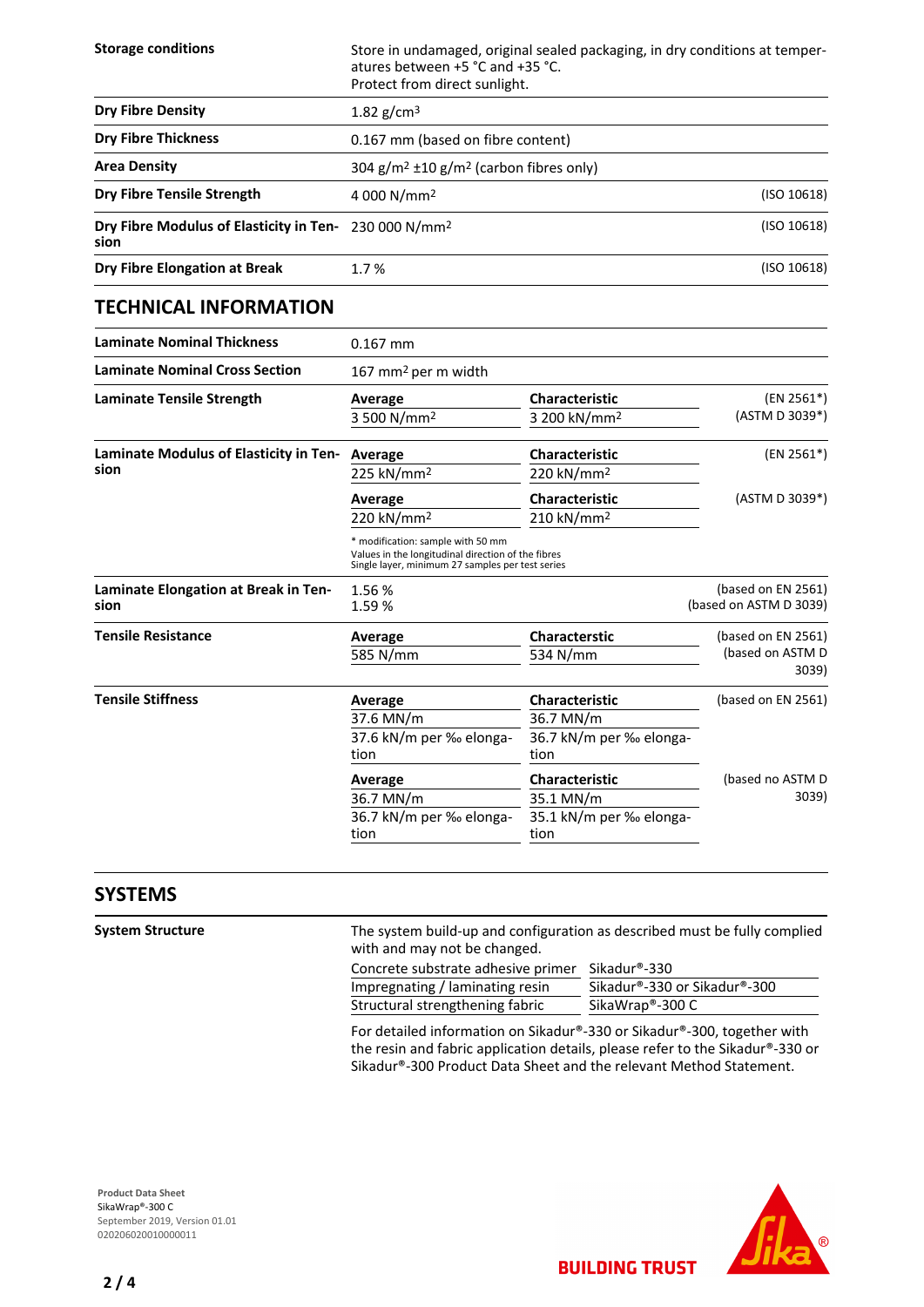| | | |
|---|---|---|
| **Storage conditions** | Store in undamaged, original sealed packaging, in dry conditions at temperatures between +5 °C and +35 °C. Protect from direct sunlight. | |
| **Dry Fibre Density** | 1.82 g/cm³ | |
| **Dry Fibre Thickness** | 0.167 mm (based on fibre content) | |
| **Area Density** | 304 g/m² ±10 g/m² (carbon fibres only) | |
| **Dry Fibre Tensile Strength** | 4 000 N/mm² | (ISO 10618) |
| **Dry Fibre Modulus of Elasticity in Tension** | 230 000 N/mm² | (ISO 10618) |
| **Dry Fibre Elongation at Break** | 1.7 % | (ISO 10618) |

## TECHNICAL INFORMATION

| | | | |
|---|---|---|---|
| **Laminate Nominal Thickness** | 0.167 mm | | |
| **Laminate Nominal Cross Section** | 167 mm² per m width | | |
| **Laminate Tensile Strength** | **Average** | **Characteristic** | (EN 2561*) (ASTM D 3039*) |
| | 3 500 N/mm² | 3 200 kN/mm² | |
| **Laminate Modulus of Elasticity in Tension** | **Average** | **Characteristic** | (EN 2561*) |
| | 225 kN/mm² | 220 kN/mm² | |
| | **Average** | **Characteristic** | (ASTM D 3039*) |
| | 220 kN/mm² | 210 kN/mm² | |
| | * modification: sample with 50 mm<br>Values in the longitudinal direction of the fibres<br>Single layer, minimum 27 samples per test series | | |
| **Laminate Elongation at Break in Tension** | 1.56 %<br>1.59 % | | (based on EN 2561)<br>(based on ASTM D 3039) |
| **Tensile Resistance** | **Average** | **Characterstic** | (based on EN 2561) (based on ASTM D 3039) |
| | 585 N/mm | 534 N/mm | |
| **Tensile Stiffness** | **Average** | **Characteristic** | (based on EN 2561) |
| | 37.6 MN/m | 36.7 MN/m | |
| | 37.6 kN/m per ‰ elongation | 36.7 kN/m per ‰ elongation | |
| | **Average** | **Characteristic** | (based no ASTM D 3039) |
| | 36.7 MN/m | 35.1 MN/m | |
| | 36.7 kN/m per ‰ elongation | 35.1 kN/m per ‰ elongation | |

## SYSTEMS

**System Structure**

The system build-up and configuration as described must be fully complied with and may not be changed.

| | |
|---|---|
| Concrete substrate adhesive primer | Sikadur®-330 |
| Impregnating / laminating resin | Sikadur®-330 or Sikadur®-300 |
| Structural strengthening fabric | SikaWrap®-300 C |

For detailed information on Sikadur®-330 or Sikadur®-300, together with the resin and fabric application details, please refer to the Sikadur®-330 or Sikadur®-300 Product Data Sheet and the relevant Method Statement.

**Product Data Sheet**
SikaWrap®-300 C
September 2019, Version 01.01
020206020010000011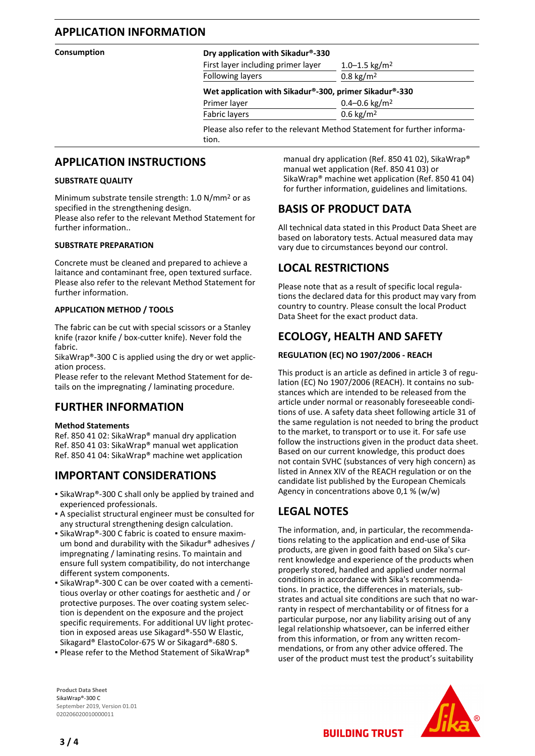## APPLICATION INFORMATION

**Consumption**

| Dry application with Sikadur®-330 | |
|---|---|
| First layer including primer layer | 1.0–1.5 kg/m$^2$ |
| Following layers | 0.8 kg/m$^2$ |

| Wet application with Sikadur®-300, primer Sikadur®-330 | |
|---|---|
| Primer layer | 0.4–0.6 kg/m$^2$ |
| Fabric layers | 0.6 kg/m$^2$ |

Please also refer to the relevant Method Statement for further information.

## APPLICATION INSTRUCTIONS

### SUBSTRATE QUALITY

Minimum substrate tensile strength: 1.0 N/mm$^2$ or as specified in the strengthening design.
Please also refer to the relevant Method Statement for further information..

### SUBSTRATE PREPARATION

Concrete must be cleaned and prepared to achieve a laitance and contaminant free, open textured surface.
Please also refer to the relevant Method Statement for further information.

### APPLICATION METHOD / TOOLS

The fabric can be cut with special scissors or a Stanley knife (razor knife / box-cutter knife). Never fold the fabric.
SikaWrap®-300 C is applied using the dry or wet application process.
Please refer to the relevant Method Statement for details on the impregnating / laminating procedure.

## FURTHER INFORMATION

**Method Statements**
Ref. 850 41 02: SikaWrap® manual dry application
Ref. 850 41 03: SikaWrap® manual wet application
Ref. 850 41 04: SikaWrap® machine wet application

## IMPORTANT CONSIDERATIONS

- SikaWrap®-300 C shall only be applied by trained and experienced professionals.
- A specialist structural engineer must be consulted for any structural strengthening design calculation.
- SikaWrap®-300 C fabric is coated to ensure maximum bond and durability with the Sikadur® adhesives / impregnating / laminating resins. To maintain and ensure full system compatibility, do not interchange different system components.
- SikaWrap®-300 C can be over coated with a cementitious overlay or other coatings for aesthetic and / or protective purposes. The over coating system selection is dependent on the exposure and the project specific requirements. For additional UV light protection in exposed areas use Sikagard®-550 W Elastic, Sikagard® ElastoColor-675 W or Sikagard®-680 S.
- Please refer to the Method Statement of SikaWrap® manual dry application (Ref. 850 41 02), SikaWrap® manual wet application (Ref. 850 41 03) or SikaWrap® machine wet application (Ref. 850 41 04) for further information, guidelines and limitations.

## BASIS OF PRODUCT DATA

All technical data stated in this Product Data Sheet are based on laboratory tests. Actual measured data may vary due to circumstances beyond our control.

## LOCAL RESTRICTIONS

Please note that as a result of specific local regulations the declared data for this product may vary from country to country. Please consult the local Product Data Sheet for the exact product data.

## ECOLOGY, HEALTH AND SAFETY

### REGULATION (EC) NO 1907/2006 - REACH

This product is an article as defined in article 3 of regulation (EC) No 1907/2006 (REACH). It contains no substances which are intended to be released from the article under normal or reasonably foreseeable conditions of use. A safety data sheet following article 31 of the same regulation is not needed to bring the product to the market, to transport or to use it. For safe use follow the instructions given in the product data sheet. Based on our current knowledge, this product does not contain SVHC (substances of very high concern) as listed in Annex XIV of the REACH regulation or on the candidate list published by the European Chemicals Agency in concentrations above 0,1 % (w/w)

## LEGAL NOTES

The information, and, in particular, the recommendations relating to the application and end-use of Sika products, are given in good faith based on Sika's current knowledge and experience of the products when properly stored, handled and applied under normal conditions in accordance with Sika's recommendations. In practice, the differences in materials, substrates and actual site conditions are such that no warranty in respect of merchantability or of fitness for a particular purpose, nor any liability arising out of any legal relationship whatsoever, can be inferred either from this information, or from any written recommendations, or from any other advice offered. The user of the product must test the product's suitability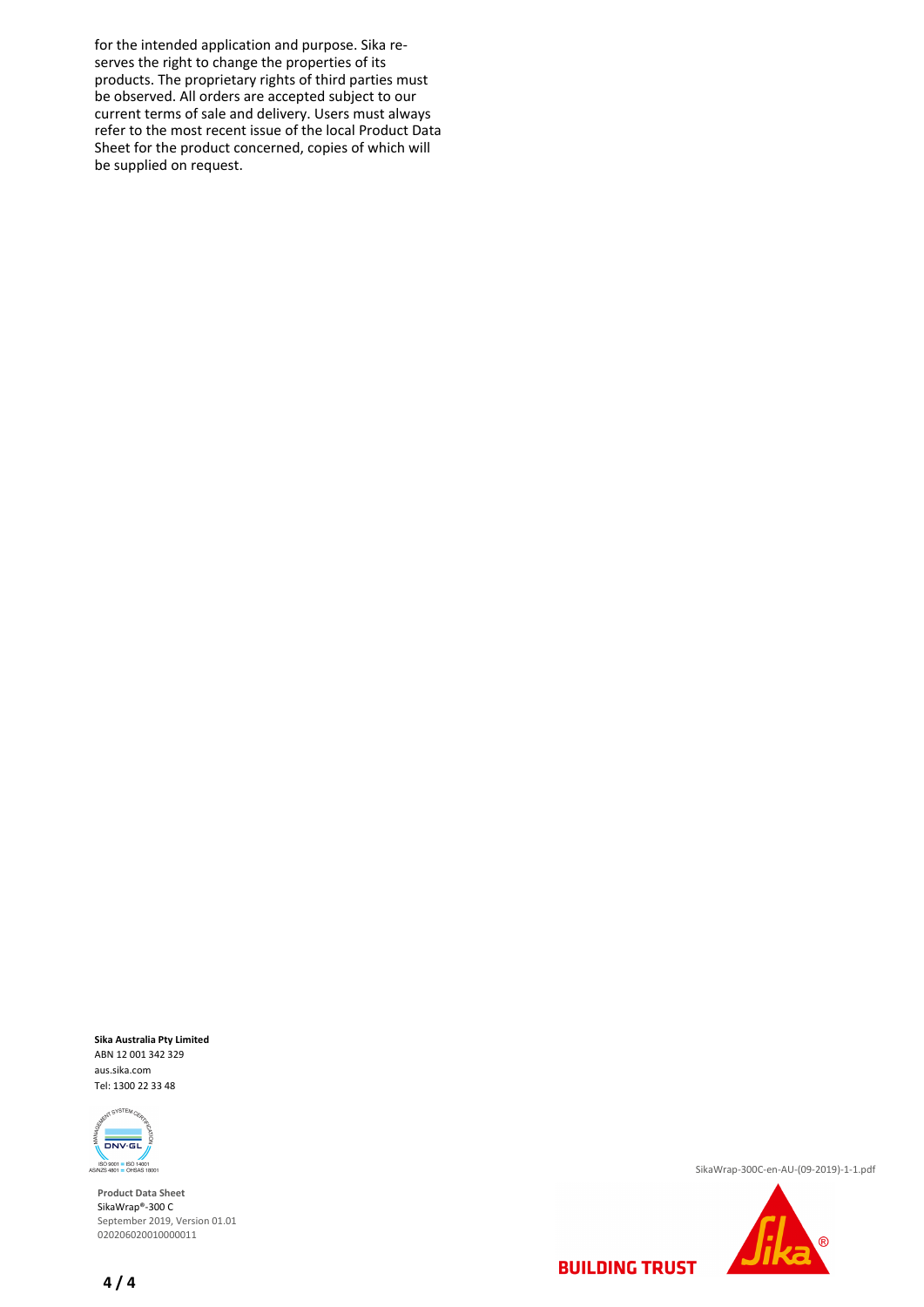for the intended application and purpose. Sika reserves the right to change the properties of its products. The proprietary rights of third parties must be observed. All orders are accepted subject to our current terms of sale and delivery. Users must always refer to the most recent issue of the local Product Data Sheet for the product concerned, copies of which will be supplied on request.

**Sika Australia Pty Limited**
ABN 12 001 342 329
aus.sika.com
Tel: 1300 22 33 48

**Product Data Sheet**
SikaWrap®-300 C
September 2019, Version 01.01
020206020010000011

SikaWrap-300C-en-AU-(09-2019)-1-1.pdf

BUILDING TRUST